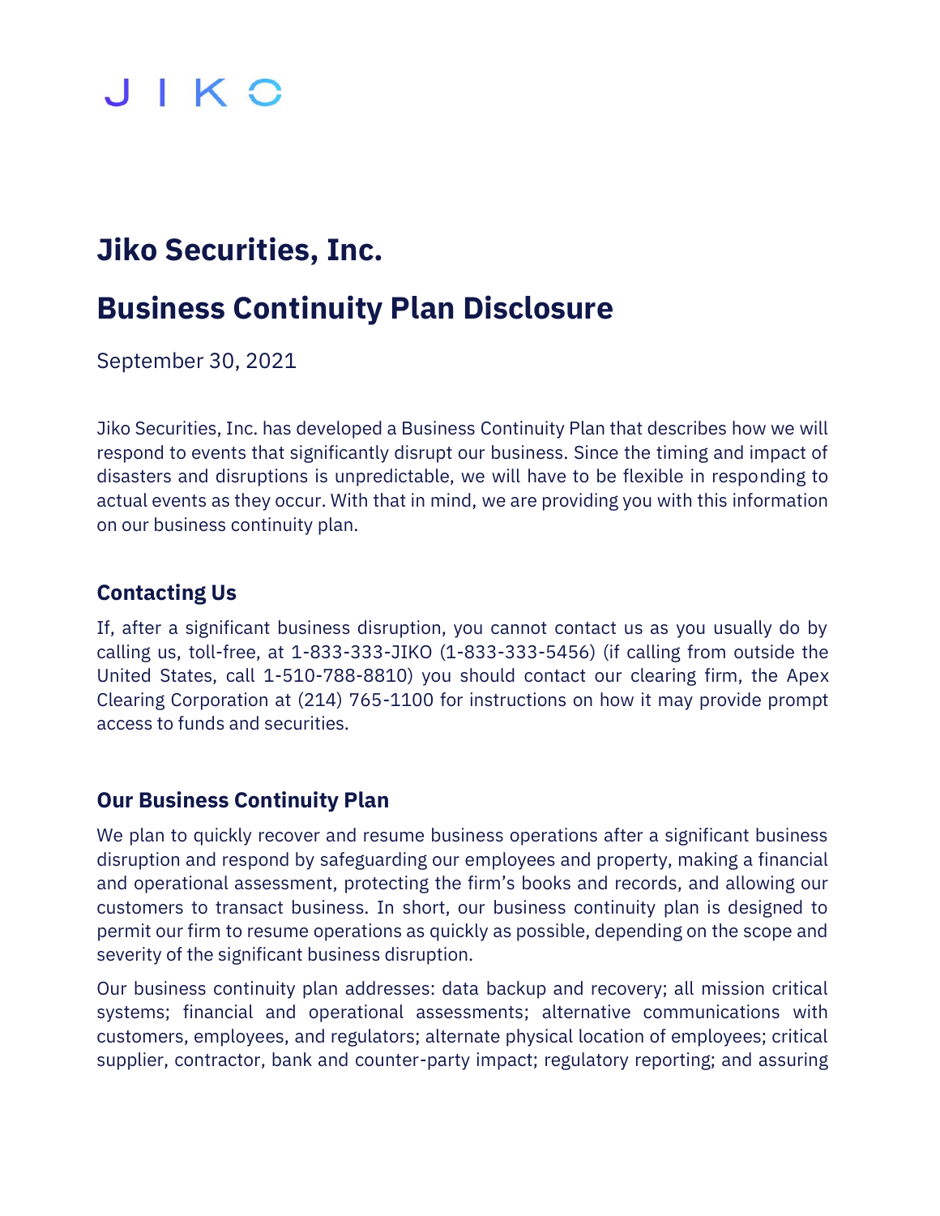JIKO

# Jiko Securities, Inc.

# Business Continuity Plan Disclosure

September 30, 2021

Jiko Securities, Inc. has developed a Business Continuity Plan that describes how we will respond to events that significantly disrupt our business. Since the timing and impact of disasters and disruptions is unpredictable, we will have to be flexible in responding to actual events as they occur. With that in mind, we are providing you with this information on our business continuity plan.

## Contacting Us

If, after a significant business disruption, you cannot contact us as you usually do by calling us, toll-free, at 1-833-333-JIKO (1-833-333-5456) (if calling from outside the United States, call 1-510-788-8810) you should contact our clearing firm, the Apex Clearing Corporation at (214) 765-1100 for instructions on how it may provide prompt access to funds and securities.

## Our Business Continuity Plan

We plan to quickly recover and resume business operations after a significant business disruption and respond by safeguarding our employees and property, making a financial and operational assessment, protecting the firm's books and records, and allowing our customers to transact business. In short, our business continuity plan is designed to permit our firm to resume operations as quickly as possible, depending on the scope and severity of the significant business disruption.

Our business continuity plan addresses: data backup and recovery; all mission critical systems; financial and operational assessments; alternative communications with customers, employees, and regulators; alternate physical location of employees; critical supplier, contractor, bank and counter-party impact; regulatory reporting; and assuring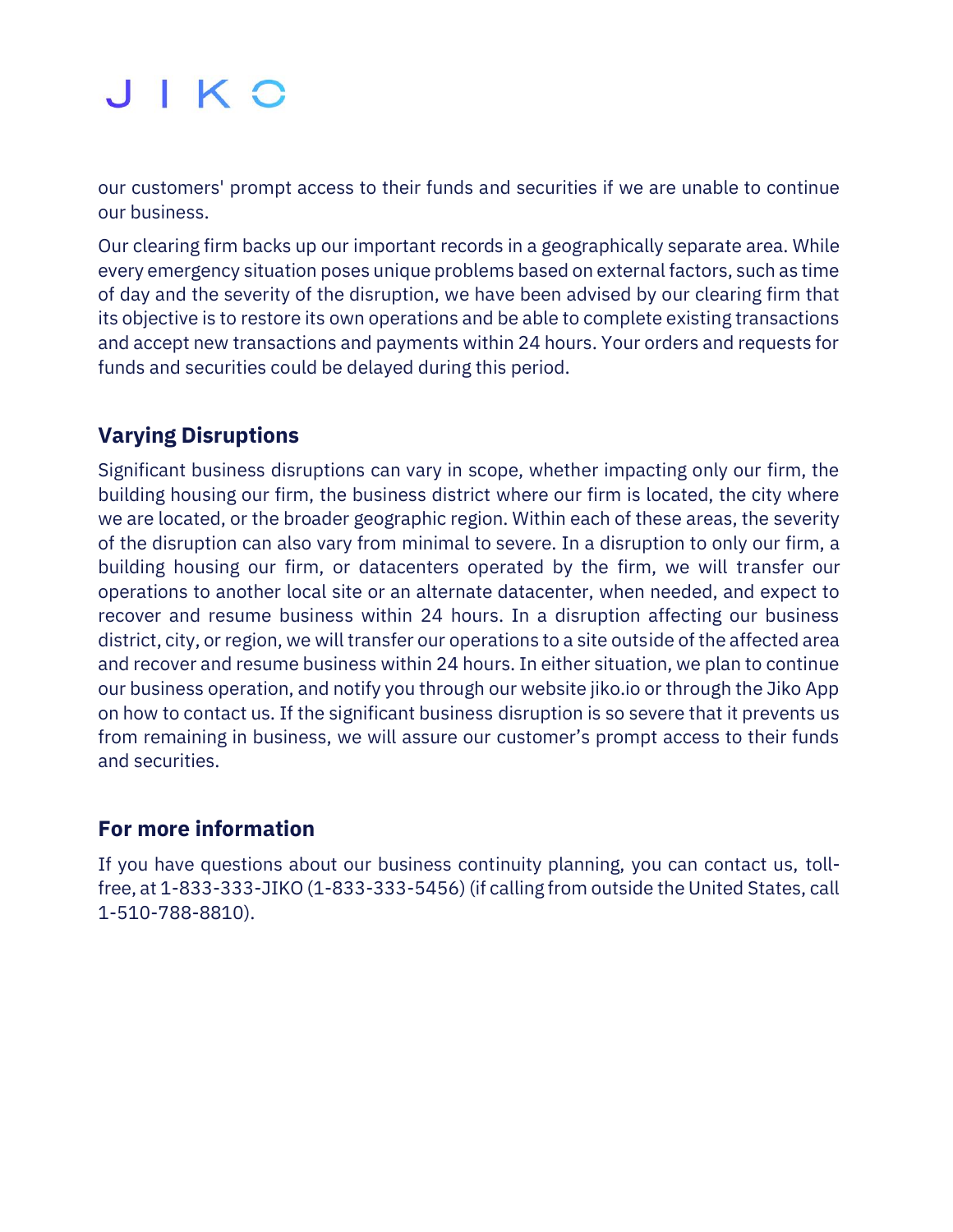our customers' prompt access to their funds and securities if we are unable to continue our business.

Our clearing firm backs up our important records in a geographically separate area. While every emergency situation poses unique problems based on external factors, such as time of day and the severity of the disruption, we have been advised by our clearing firm that its objective is to restore its own operations and be able to complete existing transactions and accept new transactions and payments within 24 hours. Your orders and requests for funds and securities could be delayed during this period.

## Varying Disruptions

Significant business disruptions can vary in scope, whether impacting only our firm, the building housing our firm, the business district where our firm is located, the city where we are located, or the broader geographic region. Within each of these areas, the severity of the disruption can also vary from minimal to severe. In a disruption to only our firm, a building housing our firm, or datacenters operated by the firm, we will transfer our operations to another local site or an alternate datacenter, when needed, and expect to recover and resume business within 24 hours. In a disruption affecting our business district, city, or region, we will transfer our operations to a site outside of the affected area and recover and resume business within 24 hours. In either situation, we plan to continue our business operation, and notify you through our website jiko.io or through the Jiko App on how to contact us. If the significant business disruption is so severe that it prevents us from remaining in business, we will assure our customer's prompt access to their funds and securities.

## For more information

If you have questions about our business continuity planning, you can contact us, toll-free, at 1-833-333-JIKO (1-833-333-5456) (if calling from outside the United States, call 1-510-788-8810).